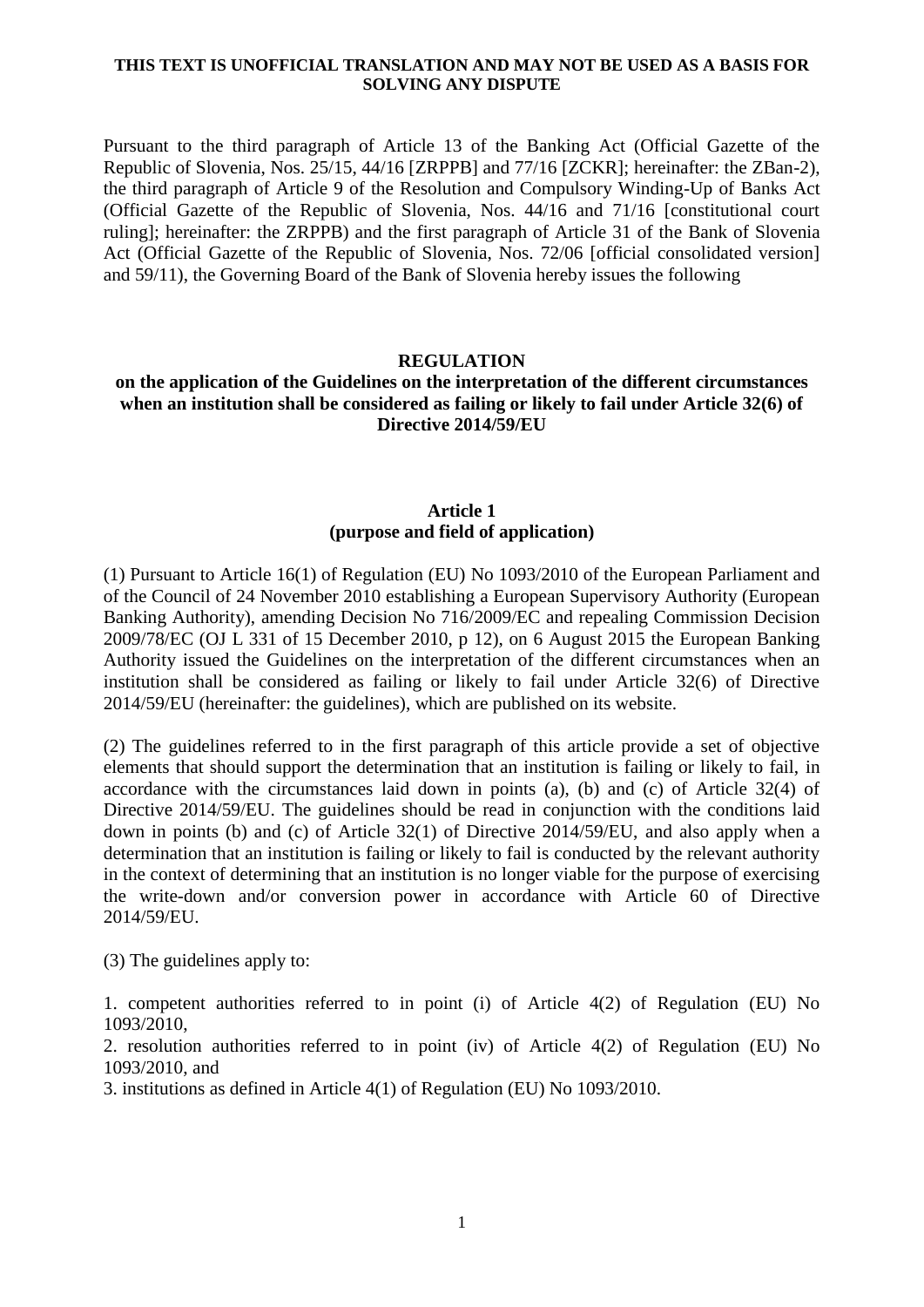**THIS TEXT IS UNOFFICIAL TRANSLATION AND MAY NOT BE USED AS A BASIS FOR SOLVING ANY DISPUTE**

Pursuant to the third paragraph of Article 13 of the Banking Act (Official Gazette of the Republic of Slovenia, Nos. 25/15, 44/16 [ZRPPB] and 77/16 [ZCKR]; hereinafter: the ZBan-2), the third paragraph of Article 9 of the Resolution and Compulsory Winding-Up of Banks Act (Official Gazette of the Republic of Slovenia, Nos. 44/16 and 71/16 [constitutional court ruling]; hereinafter: the ZRPPB) and the first paragraph of Article 31 of the Bank of Slovenia Act (Official Gazette of the Republic of Slovenia, Nos. 72/06 [official consolidated version] and 59/11), the Governing Board of the Bank of Slovenia hereby issues the following

# REGULATION
## on the application of the Guidelines on the interpretation of the different circumstances when an institution shall be considered as failing or likely to fail under Article 32(6) of Directive 2014/59/EU

### Article 1
### (purpose and field of application)

(1) Pursuant to Article 16(1) of Regulation (EU) No 1093/2010 of the European Parliament and of the Council of 24 November 2010 establishing a European Supervisory Authority (European Banking Authority), amending Decision No 716/2009/EC and repealing Commission Decision 2009/78/EC (OJ L 331 of 15 December 2010, p 12), on 6 August 2015 the European Banking Authority issued the Guidelines on the interpretation of the different circumstances when an institution shall be considered as failing or likely to fail under Article 32(6) of Directive 2014/59/EU (hereinafter: the guidelines), which are published on its website.

(2) The guidelines referred to in the first paragraph of this article provide a set of objective elements that should support the determination that an institution is failing or likely to fail, in accordance with the circumstances laid down in points (a), (b) and (c) of Article 32(4) of Directive 2014/59/EU. The guidelines should be read in conjunction with the conditions laid down in points (b) and (c) of Article 32(1) of Directive 2014/59/EU, and also apply when a determination that an institution is failing or likely to fail is conducted by the relevant authority in the context of determining that an institution is no longer viable for the purpose of exercising the write-down and/or conversion power in accordance with Article 60 of Directive 2014/59/EU.

(3) The guidelines apply to:

1. competent authorities referred to in point (i) of Article 4(2) of Regulation (EU) No 1093/2010,
2. resolution authorities referred to in point (iv) of Article 4(2) of Regulation (EU) No 1093/2010, and
3. institutions as defined in Article 4(1) of Regulation (EU) No 1093/2010.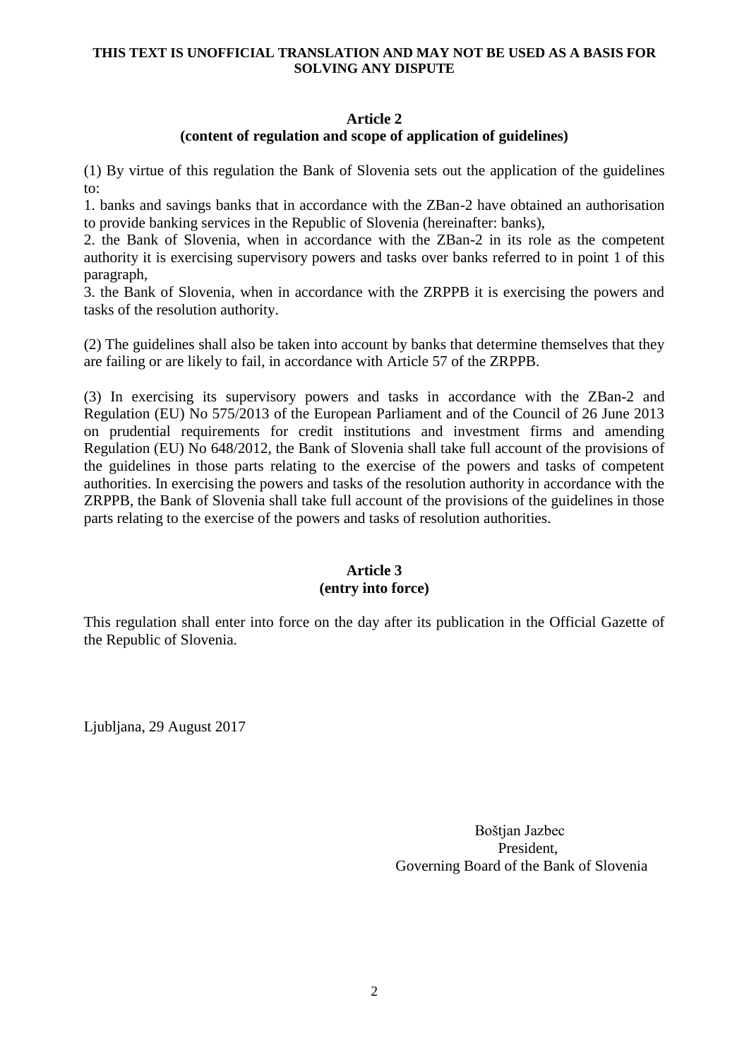**THIS TEXT IS UNOFFICIAL TRANSLATION AND MAY NOT BE USED AS A BASIS FOR SOLVING ANY DISPUTE**

## Article 2
## (content of regulation and scope of application of guidelines)

(1) By virtue of this regulation the Bank of Slovenia sets out the application of the guidelines to:

1. banks and savings banks that in accordance with the ZBan-2 have obtained an authorisation to provide banking services in the Republic of Slovenia (hereinafter: banks),
2. the Bank of Slovenia, when in accordance with the ZBan-2 in its role as the competent authority it is exercising supervisory powers and tasks over banks referred to in point 1 of this paragraph,
3. the Bank of Slovenia, when in accordance with the ZRPPB it is exercising the powers and tasks of the resolution authority.

(2) The guidelines shall also be taken into account by banks that determine themselves that they are failing or are likely to fail, in accordance with Article 57 of the ZRPPB.

(3) In exercising its supervisory powers and tasks in accordance with the ZBan-2 and Regulation (EU) No 575/2013 of the European Parliament and of the Council of 26 June 2013 on prudential requirements for credit institutions and investment firms and amending Regulation (EU) No 648/2012, the Bank of Slovenia shall take full account of the provisions of the guidelines in those parts relating to the exercise of the powers and tasks of competent authorities. In exercising the powers and tasks of the resolution authority in accordance with the ZRPPB, the Bank of Slovenia shall take full account of the provisions of the guidelines in those parts relating to the exercise of the powers and tasks of resolution authorities.

## Article 3
## (entry into force)

This regulation shall enter into force on the day after its publication in the Official Gazette of the Republic of Slovenia.

Ljubljana, 29 August 2017

Boštjan Jazbec
President,
Governing Board of the Bank of Slovenia